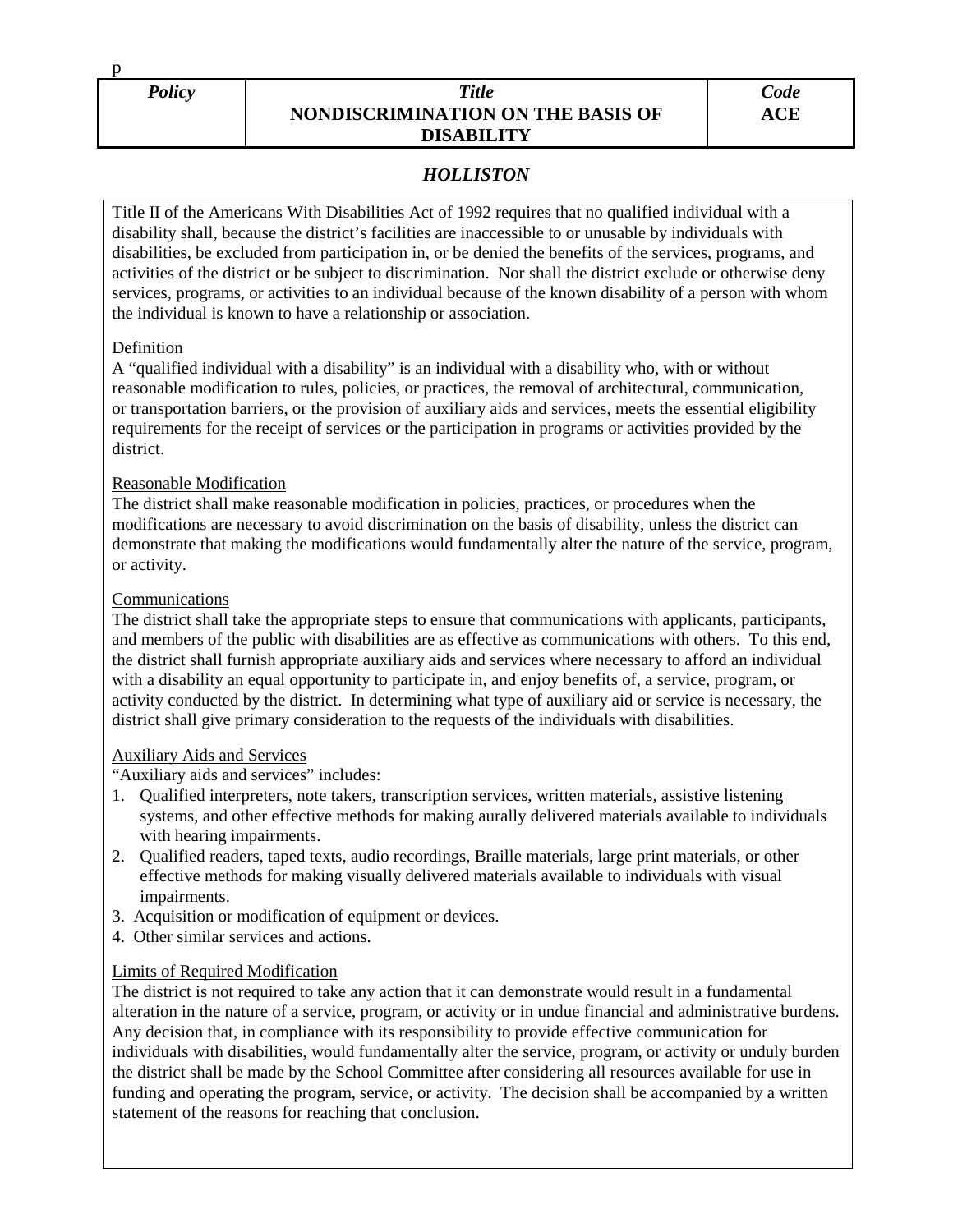p

| *Policy* | *Title* **NONDISCRIMINATION ON THE BASIS OF DISABILITY** | *Code* **ACE** |
|---|---|---|

## *HOLLISTON*

Title II of the Americans With Disabilities Act of 1992 requires that no qualified individual with a disability shall, because the district's facilities are inaccessible to or unusable by individuals with disabilities, be excluded from participation in, or be denied the benefits of the services, programs, and activities of the district or be subject to discrimination. Nor shall the district exclude or otherwise deny services, programs, or activities to an individual because of the known disability of a person with whom the individual is known to have a relationship or association.

<u>Definition</u>
A "qualified individual with a disability" is an individual with a disability who, with or without reasonable modification to rules, policies, or practices, the removal of architectural, communication, or transportation barriers, or the provision of auxiliary aids and services, meets the essential eligibility requirements for the receipt of services or the participation in programs or activities provided by the district.

<u>Reasonable Modification</u>
The district shall make reasonable modification in policies, practices, or procedures when the modifications are necessary to avoid discrimination on the basis of disability, unless the district can demonstrate that making the modifications would fundamentally alter the nature of the service, program, or activity.

<u>Communications</u>
The district shall take the appropriate steps to ensure that communications with applicants, participants, and members of the public with disabilities are as effective as communications with others. To this end, the district shall furnish appropriate auxiliary aids and services where necessary to afford an individual with a disability an equal opportunity to participate in, and enjoy benefits of, a service, program, or activity conducted by the district. In determining what type of auxiliary aid or service is necessary, the district shall give primary consideration to the requests of the individuals with disabilities.

<u>Auxiliary Aids and Services</u>
"Auxiliary aids and services" includes:

1. Qualified interpreters, note takers, transcription services, written materials, assistive listening systems, and other effective methods for making aurally delivered materials available to individuals with hearing impairments.
2. Qualified readers, taped texts, audio recordings, Braille materials, large print materials, or other effective methods for making visually delivered materials available to individuals with visual impairments.
3. Acquisition or modification of equipment or devices.
4. Other similar services and actions.

<u>Limits of Required Modification</u>
The district is not required to take any action that it can demonstrate would result in a fundamental alteration in the nature of a service, program, or activity or in undue financial and administrative burdens. Any decision that, in compliance with its responsibility to provide effective communication for individuals with disabilities, would fundamentally alter the service, program, or activity or unduly burden the district shall be made by the School Committee after considering all resources available for use in funding and operating the program, service, or activity. The decision shall be accompanied by a written statement of the reasons for reaching that conclusion.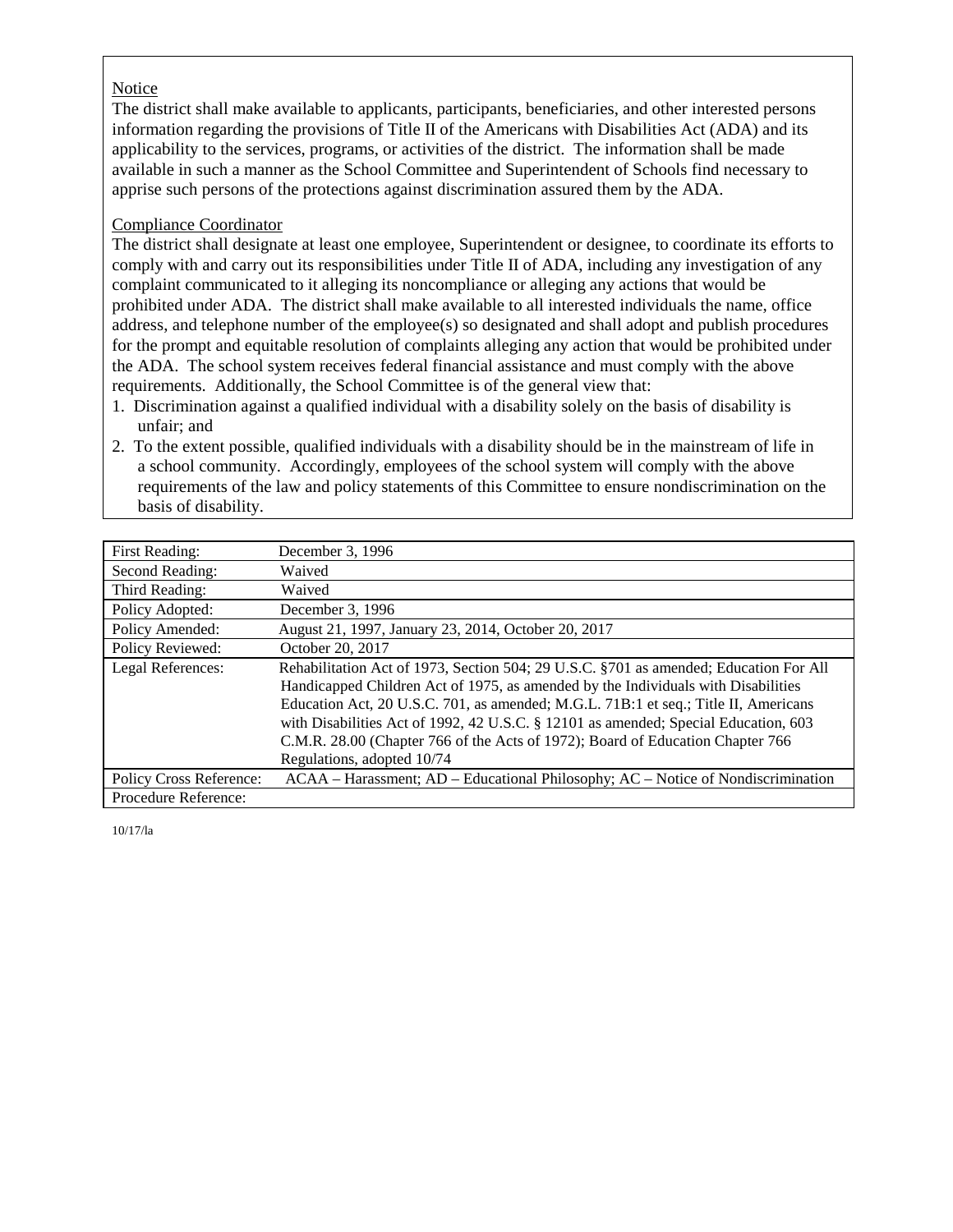Notice

The district shall make available to applicants, participants, beneficiaries, and other interested persons information regarding the provisions of Title II of the Americans with Disabilities Act (ADA) and its applicability to the services, programs, or activities of the district. The information shall be made available in such a manner as the School Committee and Superintendent of Schools find necessary to apprise such persons of the protections against discrimination assured them by the ADA.

Compliance Coordinator

The district shall designate at least one employee, Superintendent or designee, to coordinate its efforts to comply with and carry out its responsibilities under Title II of ADA, including any investigation of any complaint communicated to it alleging its noncompliance or alleging any actions that would be prohibited under ADA. The district shall make available to all interested individuals the name, office address, and telephone number of the employee(s) so designated and shall adopt and publish procedures for the prompt and equitable resolution of complaints alleging any action that would be prohibited under the ADA. The school system receives federal financial assistance and must comply with the above requirements. Additionally, the School Committee is of the general view that:

1. Discrimination against a qualified individual with a disability solely on the basis of disability is unfair; and
2. To the extent possible, qualified individuals with a disability should be in the mainstream of life in a school community. Accordingly, employees of the school system will comply with the above requirements of the law and policy statements of this Committee to ensure nondiscrimination on the basis of disability.

| | |
|---|---|
| First Reading: | December 3, 1996 |
| Second Reading: | Waived |
| Third Reading: | Waived |
| Policy Adopted: | December 3, 1996 |
| Policy Amended: | August 21, 1997, January 23, 2014, October 20, 2017 |
| Policy Reviewed: | October 20, 2017 |
| Legal References: | Rehabilitation Act of 1973, Section 504; 29 U.S.C. §701 as amended; Education For All Handicapped Children Act of 1975, as amended by the Individuals with Disabilities Education Act, 20 U.S.C. 701, as amended; M.G.L. 71B:1 et seq.; Title II, Americans with Disabilities Act of 1992, 42 U.S.C. § 12101 as amended; Special Education, 603 C.M.R. 28.00 (Chapter 766 of the Acts of 1972); Board of Education Chapter 766 Regulations, adopted 10/74 |
| Policy Cross Reference: | ACAA – Harassment; AD – Educational Philosophy; AC – Notice of Nondiscrimination |
| Procedure Reference: | |

10/17/la